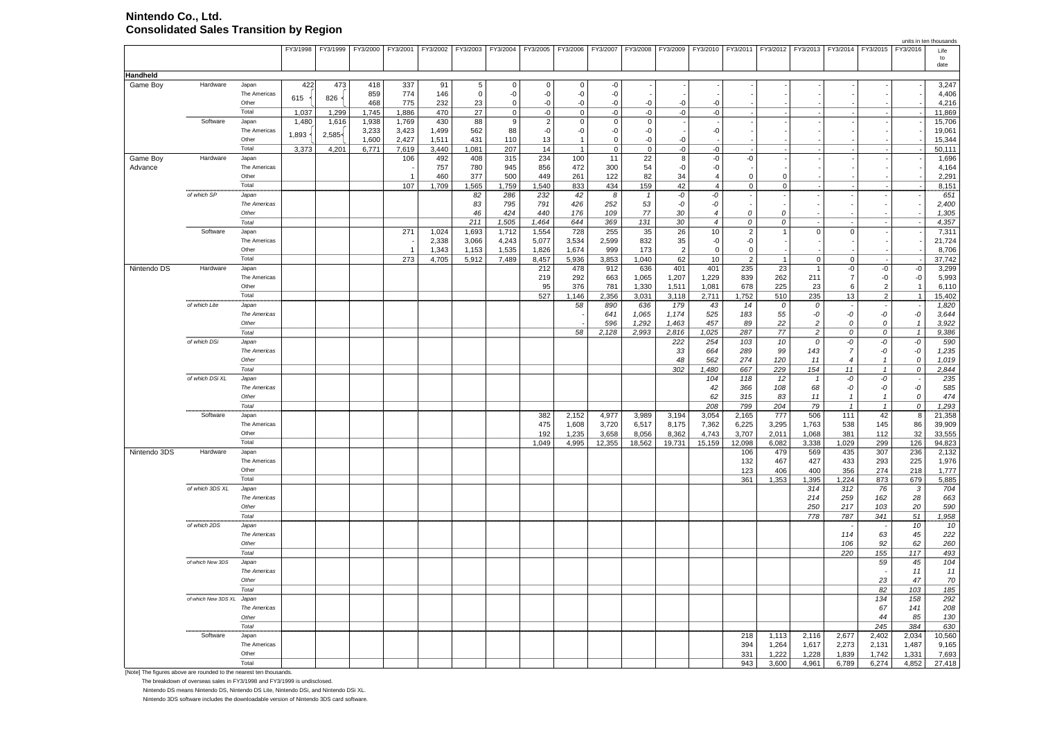# Nintendo Co., Ltd.
## Consolidated Sales Transition by Region

units in ten thousands

| | | | FY3/1998 | FY3/1999 | FY3/2000 | FY3/2001 | FY3/2002 | FY3/2003 | FY3/2004 | FY3/2005 | FY3/2006 | FY3/2007 | FY3/2008 | FY3/2009 | FY3/2010 | FY3/2011 | FY3/2012 | FY3/2013 | FY3/2014 | FY3/2015 | FY3/2016 | Life to date |
|---|---|---|---|---|---|---|---|---|---|---|---|---|---|---|---|---|---|---|---|---|---|---|
| **Handheld** | | | | | | | | | | | | | | | | | | | | | | |
| Game Boy | Hardware | Japan | 422 | 473 | 418 | 337 | 91 | 5 | 0 | 0 | 0 | -0 | - | - | - | - | - | - | - | - | - | 3,247 |
| | | The Americas | 615 | 826 | 859 | 774 | 146 | 0 | -0 | -0 | -0 | -0 | - | - | - | - | - | - | - | - | - | 4,406 |
| | | Other | | | 468 | 775 | 232 | 23 | 0 | -0 | -0 | -0 | -0 | -0 | -0 | - | - | - | - | - | - | 4,216 |
| | | Total | 1,037 | 1,299 | 1,745 | 1,886 | 470 | 27 | 0 | -0 | 0 | -0 | -0 | -0 | -0 | - | - | - | - | - | - | 11,869 |
| | Software | Japan | 1,480 | 1,616 | 1,938 | 1,769 | 430 | 88 | 9 | 2 | 0 | 0 | 0 | - | - | - | - | - | - | - | - | 15,706 |
| | | The Americas | 1,893 | 2,585 | 3,233 | 3,423 | 1,499 | 562 | 88 | -0 | -0 | -0 | -0 | - | -0 | - | - | - | - | - | - | 19,061 |
| | | Other | | | 1,600 | 2,427 | 1,511 | 431 | 110 | 13 | 1 | 0 | -0 | -0 | - | - | - | - | - | - | - | 15,344 |
| | | Total | 3,373 | 4,201 | 6,771 | 7,619 | 3,440 | 1,081 | 207 | 14 | 1 | 0 | 0 | -0 | -0 | - | - | - | - | - | - | 50,111 |
| Game Boy Advance | Hardware | Japan | | | | 106 | 492 | 408 | 315 | 234 | 100 | 11 | 22 | 8 | -0 | -0 | - | - | - | - | - | 1,696 |
| | | The Americas | | | | - | 757 | 780 | 945 | 856 | 472 | 300 | 54 | -0 | -0 | - | - | - | - | - | - | 4,164 |
| | | Other | | | | 1 | 460 | 377 | 500 | 449 | 261 | 122 | 82 | 34 | 4 | 0 | 0 | - | - | - | - | 2,291 |
| | | Total | | | | 107 | 1,709 | 1,565 | 1,759 | 1,540 | 833 | 434 | 159 | 42 | 4 | 0 | 0 | - | - | - | - | 8,151 |
| | *of which SP* | *Japan* | | | | | | *82* | *286* | *232* | *42* | *8* | *1* | *-0* | *-0* | - | - | - | - | - | - | *651* |
| | | *The Americas* | | | | | | *83* | *795* | *791* | *426* | *252* | *53* | *-0* | *-0* | - | - | - | - | - | - | *2,400* |
| | | *Other* | | | | | | *46* | *424* | *440* | *176* | *109* | *77* | *30* | *4* | *0* | *0* | - | - | - | - | *1,305* |
| | | *Total* | | | | | | *211* | *1,505* | *1,464* | *644* | *369* | *131* | *30* | *4* | *0* | *0* | - | - | - | - | *4,357* |
| | Software | Japan | | | | 271 | 1,024 | 1,693 | 1,712 | 1,554 | 728 | 255 | 35 | 26 | 10 | 2 | 1 | 0 | 0 | - | - | 7,311 |
| | | The Americas | | | | - | 2,338 | 3,066 | 4,243 | 5,077 | 3,534 | 2,599 | 832 | 35 | -0 | -0 | - | - | - | - | - | 21,724 |
| | | Other | | | | 1 | 1,343 | 1,153 | 1,535 | 1,826 | 1,674 | 999 | 173 | 2 | 0 | 0 | - | - | - | - | - | 8,706 |
| | | Total | | | | 273 | 4,705 | 5,912 | 7,489 | 8,457 | 5,936 | 3,853 | 1,040 | 62 | 10 | 2 | 1 | 0 | 0 | - | - | 37,742 |
| Nintendo DS | Hardware | Japan | | | | | | | | 212 | 478 | 912 | 636 | 401 | 401 | 235 | 23 | 1 | -0 | -0 | -0 | 3,299 |
| | | The Americas | | | | | | | | 219 | 292 | 663 | 1,065 | 1,207 | 1,229 | 839 | 262 | 211 | 7 | -0 | -0 | 5,993 |
| | | Other | | | | | | | | 95 | 376 | 781 | 1,330 | 1,511 | 1,081 | 678 | 225 | 23 | 6 | 2 | 1 | 6,110 |
| | | Total | | | | | | | | 527 | 1,146 | 2,356 | 3,031 | 3,118 | 2,711 | 1,752 | 510 | 235 | 13 | 2 | 1 | 15,402 |
| | *of which Lite* | *Japan* | | | | | | | | | *58* | *890* | *636* | *179* | *43* | *14* | *0* | *0* | - | - | - | *1,820* |
| | | *The Americas* | | | | | | | | | - | *641* | *1,065* | *1,174* | *525* | *183* | *55* | *-0* | *-0* | *-0* | *-0* | *3,644* |
| | | *Other* | | | | | | | | | - | *596* | *1,292* | *1,463* | *457* | *89* | *22* | *2* | *0* | *0* | *1* | *3,922* |
| | | *Total* | | | | | | | | | *58* | *2,128* | *2,993* | *2,816* | *1,025* | *287* | *77* | *2* | *0* | *0* | *1* | *9,386* |
| | *of which DSi* | *Japan* | | | | | | | | | | | | *222* | *254* | *103* | *10* | *0* | *-0* | *-0* | *-0* | *590* |
| | | *The Americas* | | | | | | | | | | | | *33* | *664* | *289* | *99* | *143* | *7* | *-0* | *-0* | *1,235* |
| | | *Other* | | | | | | | | | | | | *48* | *562* | *274* | *120* | *11* | *4* | *1* | *0* | *1,019* |
| | | *Total* | | | | | | | | | | | | *302* | *1,480* | *667* | *229* | *154* | *11* | *1* | *0* | *2,844* |
| | *of which DSi XL* | *Japan* | | | | | | | | | | | | | *104* | *118* | *12* | *1* | *-0* | *-0* | - | *235* |
| | | *The Americas* | | | | | | | | | | | | | *42* | *366* | *108* | *68* | *-0* | *-0* | *-0* | *585* |
| | | *Other* | | | | | | | | | | | | | *62* | *315* | *83* | *11* | *1* | *1* | *0* | *474* |
| | | *Total* | | | | | | | | | | | | | *208* | *799* | *204* | *79* | *1* | *1* | *0* | *1,293* |
| | Software | Japan | | | | | | | | 382 | 2,152 | 4,977 | 3,989 | 3,194 | 3,054 | 2,165 | 777 | 506 | 111 | 42 | 8 | 21,358 |
| | | The Americas | | | | | | | | 475 | 1,608 | 3,720 | 6,517 | 8,175 | 7,362 | 6,225 | 3,295 | 1,763 | 538 | 145 | 86 | 39,909 |
| | | Other | | | | | | | | 192 | 1,235 | 3,658 | 8,056 | 8,362 | 4,743 | 3,707 | 2,011 | 1,068 | 381 | 112 | 32 | 33,555 |
| | | Total | | | | | | | | 1,049 | 4,995 | 12,355 | 18,562 | 19,731 | 15,159 | 12,098 | 6,082 | 3,338 | 1,029 | 299 | 126 | 94,823 |
| Nintendo 3DS | Hardware | Japan | | | | | | | | | | | | | | 106 | 479 | 569 | 435 | 307 | 236 | 2,132 |
| | | The Americas | | | | | | | | | | | | | | 132 | 467 | 427 | 433 | 293 | 225 | 1,976 |
| | | Other | | | | | | | | | | | | | | 123 | 406 | 400 | 356 | 274 | 218 | 1,777 |
| | | Total | | | | | | | | | | | | | | 361 | 1,353 | 1,395 | 1,224 | 873 | 679 | 5,885 |
| | *of which 3DS XL* | *Japan* | | | | | | | | | | | | | | | | *314* | *312* | *76* | *3* | *704* |
| | | *The Americas* | | | | | | | | | | | | | | | | *214* | *259* | *162* | *28* | *663* |
| | | *Other* | | | | | | | | | | | | | | | | *250* | *217* | *103* | *20* | *590* |
| | | *Total* | | | | | | | | | | | | | | | | *778* | *787* | *341* | *51* | *1,958* |
| | *of which 2DS* | *Japan* | | | | | | | | | | | | | | | | | - | - | *10* | *10* |
| | | *The Americas* | | | | | | | | | | | | | | | | | *114* | *63* | *45* | *222* |
| | | *Other* | | | | | | | | | | | | | | | | | *106* | *92* | *62* | *260* |
| | | *Total* | | | | | | | | | | | | | | | | | *220* | *155* | *117* | *493* |
| | *of which New 3DS* | *Japan* | | | | | | | | | | | | | | | | | | *59* | *45* | *104* |
| | | *The Americas* | | | | | | | | | | | | | | | | | | - | *11* | *11* |
| | | *Other* | | | | | | | | | | | | | | | | | | *23* | *47* | *70* |
| | | *Total* | | | | | | | | | | | | | | | | | | *82* | *103* | *185* |
| | *of which New 3DS XL* | *Japan* | | | | | | | | | | | | | | | | | | *134* | *158* | *292* |
| | | *The Americas* | | | | | | | | | | | | | | | | | | *67* | *141* | *208* |
| | | *Other* | | | | | | | | | | | | | | | | | | *44* | *85* | *130* |
| | | *Total* | | | | | | | | | | | | | | | | | | *245* | *384* | *630* |
| | Software | Japan | | | | | | | | | | | | | | 218 | 1,113 | 2,116 | 2,677 | 2,402 | 2,034 | 10,560 |
| | | The Americas | | | | | | | | | | | | | | 394 | 1,264 | 1,617 | 2,273 | 2,131 | 1,487 | 9,165 |
| | | Other | | | | | | | | | | | | | | 331 | 1,222 | 1,228 | 1,839 | 1,742 | 1,331 | 7,693 |
| | | Total | | | | | | | | | | | | | | 943 | 3,600 | 4,961 | 6,789 | 6,274 | 4,852 | 27,418 |

[Note] The figures above are rounded to the nearest ten thousands.

The breakdown of overseas sales in FY3/1998 and FY3/1999 is undisclosed.

Nintendo DS means Nintendo DS, Nintendo DS Lite, Nintendo DSi, and Nintendo DSi XL.

Nintendo 3DS software includes the downloadable version of Nintendo 3DS card software.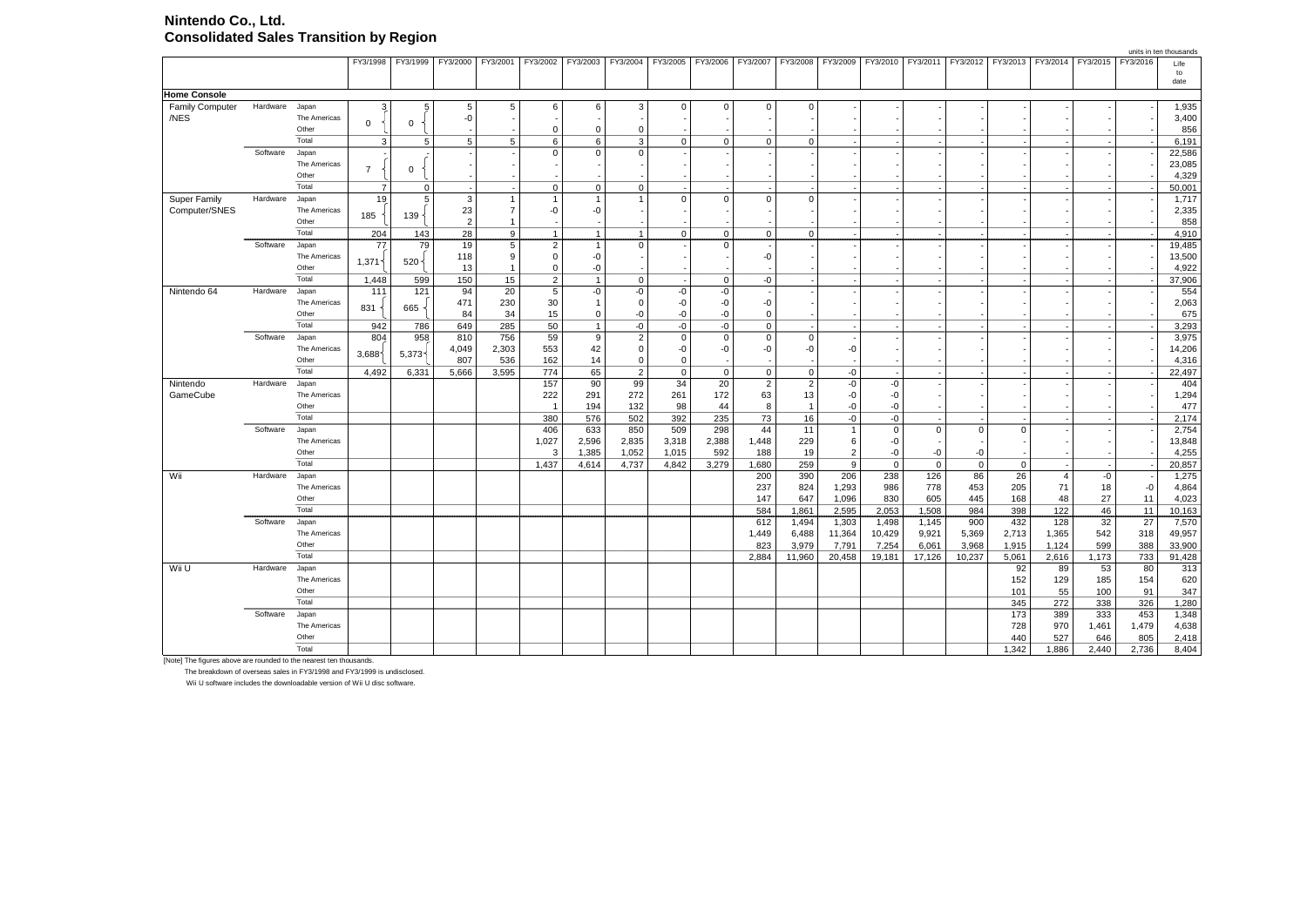# Nintendo Co., Ltd.
## Consolidated Sales Transition by Region

units in ten thousands

| | | | FY3/1998 | FY3/1999 | FY3/2000 | FY3/2001 | FY3/2002 | FY3/2003 | FY3/2004 | FY3/2005 | FY3/2006 | FY3/2007 | FY3/2008 | FY3/2009 | FY3/2010 | FY3/2011 | FY3/2012 | FY3/2013 | FY3/2014 | FY3/2015 | FY3/2016 | Life to date |
|---|---|---|---|---|---|---|---|---|---|---|---|---|---|---|---|---|---|---|---|---|---|---|
| **Home Console** | | | | | | | | | | | | | | | | | | | | | | |
| Family Computer /NES | Hardware | Japan | 3 | 5 | 5 | 5 | 6 | 6 | 3 | 0 | 0 | 0 | 0 | - | - | - | - | - | - | - | - | 1,935 |
| | | The Americas | 0 | 0 | -0 | - | - | - | - | - | - | - | - | - | - | - | - | - | - | - | - | 3,400 |
| | | Other | | | - | - | 0 | 0 | 0 | - | - | - | - | - | - | - | - | - | - | - | - | 856 |
| | | Total | 3 | 5 | 5 | 5 | 6 | 6 | 3 | 0 | 0 | 0 | 0 | - | - | - | - | - | - | - | - | 6,191 |
| | Software | Japan | - | - | - | - | 0 | 0 | 0 | - | - | - | - | - | - | - | - | - | - | - | - | 22,586 |
| | | The Americas | 7 | 0 | - | - | - | - | - | - | - | - | - | - | - | - | - | - | - | - | - | 23,085 |
| | | Other | | | - | - | - | - | - | - | - | - | - | - | - | - | - | - | - | - | - | 4,329 |
| | | Total | 7 | 0 | - | - | 0 | 0 | 0 | - | - | - | - | - | - | - | - | - | - | - | - | 50,001 |
| Super Family Computer/SNES | Hardware | Japan | 19 | 5 | 3 | 1 | 1 | 1 | 1 | 0 | 0 | 0 | 0 | - | - | - | - | - | - | - | - | 1,717 |
| | | The Americas | 185 | 139 | 23 | 7 | -0 | -0 | - | - | - | - | - | - | - | - | - | - | - | - | - | 2,335 |
| | | Other | | | 2 | 1 | - | - | - | - | - | - | - | - | - | - | - | - | - | - | - | 858 |
| | | Total | 204 | 143 | 28 | 9 | 1 | 1 | 1 | 0 | 0 | 0 | 0 | - | - | - | - | - | - | - | - | 4,910 |
| | Software | Japan | 77 | 79 | 19 | 5 | 2 | 1 | 0 | - | 0 | - | - | - | - | - | - | - | - | - | - | 19,485 |
| | | The Americas | 1,371 | 520 | 118 | 9 | 0 | -0 | - | - | - | -0 | - | - | - | - | - | - | - | - | - | 13,500 |
| | | Other | | | 13 | 1 | 0 | -0 | - | - | - | - | - | - | - | - | - | - | - | - | - | 4,922 |
| | | Total | 1,448 | 599 | 150 | 15 | 2 | 1 | 0 | - | 0 | -0 | - | - | - | - | - | - | - | - | - | 37,906 |
| Nintendo 64 | Hardware | Japan | 111 | 121 | 94 | 20 | 5 | -0 | -0 | -0 | -0 | - | - | - | - | - | - | - | - | - | - | 554 |
| | | The Americas | 831 | 665 | 471 | 230 | 30 | 1 | 0 | -0 | -0 | -0 | - | - | - | - | - | - | - | - | - | 2,063 |
| | | Other | | | 84 | 34 | 15 | 0 | -0 | -0 | -0 | 0 | - | - | - | - | - | - | - | - | - | 675 |
| | | Total | 942 | 786 | 649 | 285 | 50 | 1 | -0 | -0 | -0 | 0 | - | - | - | - | - | - | - | - | - | 3,293 |
| | Software | Japan | 804 | 958 | 810 | 756 | 59 | 9 | 2 | 0 | 0 | 0 | 0 | - | - | - | - | - | - | - | - | 3,975 |
| | | The Americas | 3,688 | 5,373 | 4,049 | 2,303 | 553 | 42 | 0 | -0 | -0 | -0 | -0 | -0 | - | - | - | - | - | - | - | 14,206 |
| | | Other | | | 807 | 536 | 162 | 14 | 0 | 0 | - | - | - | - | - | - | - | - | - | - | - | 4,316 |
| | | Total | 4,492 | 6,331 | 5,666 | 3,595 | 774 | 65 | 2 | 0 | 0 | 0 | 0 | -0 | - | - | - | - | - | - | - | 22,497 |
| Nintendo GameCube | Hardware | Japan | | | | | 157 | 90 | 99 | 34 | 20 | 2 | 2 | -0 | -0 | - | - | - | - | - | - | 404 |
| | | The Americas | | | | | 222 | 291 | 272 | 261 | 172 | 63 | 13 | -0 | -0 | - | - | - | - | - | - | 1,294 |
| | | Other | | | | | 1 | 194 | 132 | 98 | 44 | 8 | 1 | -0 | -0 | - | - | - | - | - | - | 477 |
| | | Total | | | | | 380 | 576 | 502 | 392 | 235 | 73 | 16 | -0 | -0 | - | - | - | - | - | - | 2,174 |
| | Software | Japan | | | | | 406 | 633 | 850 | 509 | 298 | 44 | 11 | 1 | 0 | 0 | 0 | 0 | - | - | - | 2,754 |
| | | The Americas | | | | | 1,027 | 2,596 | 2,835 | 3,318 | 2,388 | 1,448 | 229 | 6 | -0 | - | - | - | - | - | - | 13,848 |
| | | Other | | | | | 3 | 1,385 | 1,052 | 1,015 | 592 | 188 | 19 | 2 | -0 | -0 | -0 | - | - | - | - | 4,255 |
| | | Total | | | | | 1,437 | 4,614 | 4,737 | 4,842 | 3,279 | 1,680 | 259 | 9 | 0 | 0 | 0 | 0 | - | - | - | 20,857 |
| Wii | Hardware | Japan | | | | | | | | | | 200 | 390 | 206 | 238 | 126 | 86 | 26 | 4 | -0 | - | 1,275 |
| | | The Americas | | | | | | | | | | 237 | 824 | 1,293 | 986 | 778 | 453 | 205 | 71 | 18 | -0 | 4,864 |
| | | Other | | | | | | | | | | 147 | 647 | 1,096 | 830 | 605 | 445 | 168 | 48 | 27 | 11 | 4,023 |
| | | Total | | | | | | | | | | 584 | 1,861 | 2,595 | 2,053 | 1,508 | 984 | 398 | 122 | 46 | 11 | 10,163 |
| | Software | Japan | | | | | | | | | | 612 | 1,494 | 1,303 | 1,498 | 1,145 | 900 | 432 | 128 | 32 | 27 | 7,570 |
| | | The Americas | | | | | | | | | | 1,449 | 6,488 | 11,364 | 10,429 | 9,921 | 5,369 | 2,713 | 1,365 | 542 | 318 | 49,957 |
| | | Other | | | | | | | | | | 823 | 3,979 | 7,791 | 7,254 | 6,061 | 3,968 | 1,915 | 1,124 | 599 | 388 | 33,900 |
| | | Total | | | | | | | | | | 2,884 | 11,960 | 20,458 | 19,181 | 17,126 | 10,237 | 5,061 | 2,616 | 1,173 | 733 | 91,428 |
| Wii U | Hardware | Japan | | | | | | | | | | | | | | | | 92 | 89 | 53 | 80 | 313 |
| | | The Americas | | | | | | | | | | | | | | | | 152 | 129 | 185 | 154 | 620 |
| | | Other | | | | | | | | | | | | | | | | 101 | 55 | 100 | 91 | 347 |
| | | Total | | | | | | | | | | | | | | | | 345 | 272 | 338 | 326 | 1,280 |
| | Software | Japan | | | | | | | | | | | | | | | | 173 | 389 | 333 | 453 | 1,348 |
| | | The Americas | | | | | | | | | | | | | | | | 728 | 970 | 1,461 | 1,479 | 4,638 |
| | | Other | | | | | | | | | | | | | | | | 440 | 527 | 646 | 805 | 2,418 |
| | | Total | | | | | | | | | | | | | | | | 1,342 | 1,886 | 2,440 | 2,736 | 8,404 |

[Note] The figures above are rounded to the nearest ten thousands.

The breakdown of overseas sales in FY3/1998 and FY3/1999 is undisclosed.

Wii U software includes the downloadable version of Wii U disc software.